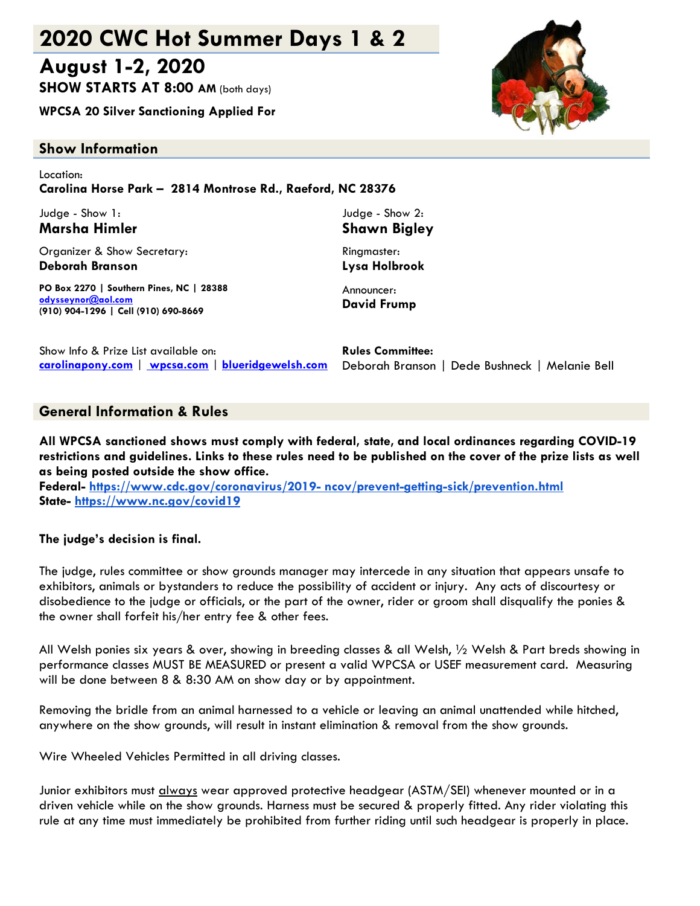# 2020 CWC Hot Summer Days 1 & 2

## August 1-2, 2020

**SHOW STARTS AT 8:00 AM** (both days)

**WPCSA 20 Silver Sanctioning Applied For**

## Show Information

Location:
**Carolina Horse Park – 2814 Montrose Rd., Raeford, NC 28376**

Judge - Show 1:
**Marsha Himler**

Judge - Show 2:
**Shawn Bigley**

Organizer & Show Secretary:
**Deborah Branson**

**PO Box 2270 | Southern Pines, NC | 28388**
**odysseynor@aol.com**
**(910) 904-1296 | Cell (910) 690-8669**

Ringmaster:
**Lysa Holbrook**

Announcer:
**David Frump**

Show Info & Prize List available on:
**carolinapony.com** | **wpcsa.com** | **blueridgewelsh.com**

**Rules Committee:**
Deborah Branson | Dede Bushneck | Melanie Bell

## General Information & Rules

**All WPCSA sanctioned shows must comply with federal, state, and local ordinances regarding COVID-19 restrictions and guidelines. Links to these rules need to be published on the cover of the prize lists as well as being posted outside the show office.**
**Federal- https://www.cdc.gov/coronavirus/2019- ncov/prevent-getting-sick/prevention.html**
**State- https://www.nc.gov/covid19**

**The judge's decision is final.**

The judge, rules committee or show grounds manager may intercede in any situation that appears unsafe to exhibitors, animals or bystanders to reduce the possibility of accident or injury. Any acts of discourtesy or disobedience to the judge or officials, or the part of the owner, rider or groom shall disqualify the ponies & the owner shall forfeit his/her entry fee & other fees.

All Welsh ponies six years & over, showing in breeding classes & all Welsh, ½ Welsh & Part breds showing in performance classes MUST BE MEASURED or present a valid WPCSA or USEF measurement card. Measuring will be done between 8 & 8:30 AM on show day or by appointment.

Removing the bridle from an animal harnessed to a vehicle or leaving an animal unattended while hitched, anywhere on the show grounds, will result in instant elimination & removal from the show grounds.

Wire Wheeled Vehicles Permitted in all driving classes.

Junior exhibitors must always wear approved protective headgear (ASTM/SEI) whenever mounted or in a driven vehicle while on the show grounds. Harness must be secured & properly fitted. Any rider violating this rule at any time must immediately be prohibited from further riding until such headgear is properly in place.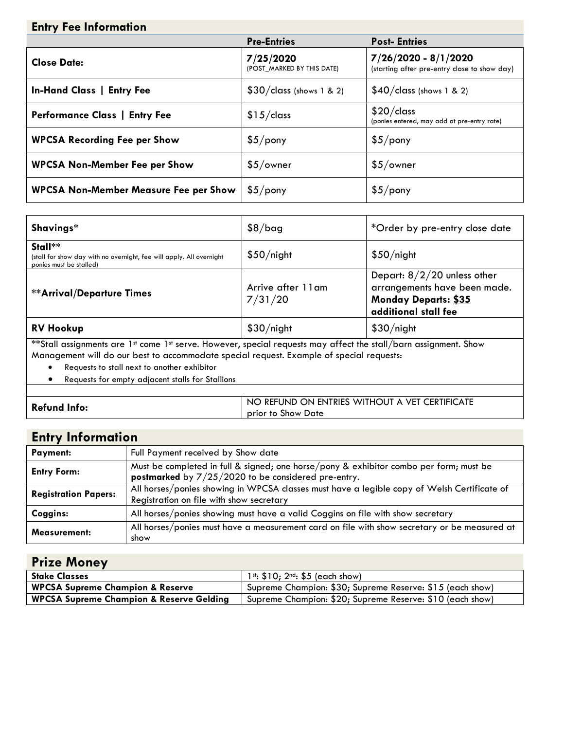## Entry Fee Information

| | Pre-Entries | Post- Entries |
|---|---|---|
| **Close Date:** | **7/25/2020** (POST_MARKED BY THIS DATE) | **7/26/2020 - 8/1/2020** (starting after pre-entry close to show day) |
| **In-Hand Class \| Entry Fee** | $30/class (shows 1 & 2) | $40/class (shows 1 & 2) |
| **Performance Class \| Entry Fee** | $15/class | $20/class (ponies entered, may add at pre-entry rate) |
| **WPCSA Recording Fee per Show** | $5/pony | $5/pony |
| **WPCSA Non-Member Fee per Show** | $5/owner | $5/owner |
| **WPCSA Non-Member Measure Fee per Show** | $5/pony | $5/pony |

| | | |
|---|---|---|
| **Shavings*** | $8/bag | *Order by pre-entry close date |
| **Stall**** (stall for show day with no overnight, fee will apply. All overnight ponies must be stalled) | $50/night | $50/night |
| ****Arrival/Departure Times** | Arrive after 11am 7/31/20 | Depart: 8/2/20 unless other arrangements have been made. **Monday Departs: $35 additional stall fee** |
| **RV Hookup** | $30/night | $30/night |

**Stall assignments are 1st come 1st serve. However, special requests may affect the stall/barn assignment. Show Management will do our best to accommodate special request. Example of special requests:

- Requests to stall next to another exhibitor
- Requests for empty adjacent stalls for Stallions

| | |
|---|---|
| **Refund Info:** | NO REFUND ON ENTRIES WITHOUT A VET CERTIFICATE prior to Show Date |

## Entry Information

| | |
|---|---|
| **Payment:** | Full Payment received by Show date |
| **Entry Form:** | Must be completed in full & signed; one horse/pony & exhibitor combo per form; must be **postmarked** by 7/25/2020 to be considered pre-entry. |
| **Registration Papers:** | All horses/ponies showing in WPCSA classes must have a legible copy of Welsh Certificate of Registration on file with show secretary |
| **Coggins:** | All horses/ponies showing must have a valid Coggins on file with show secretary |
| **Measurement:** | All horses/ponies must have a measurement card on file with show secretary or be measured at show |

## Prize Money

| | |
|---|---|
| **Stake Classes** | 1st: $10; 2nd: $5 (each show) |
| **WPCSA Supreme Champion & Reserve** | Supreme Champion: $30; Supreme Reserve: $15 (each show) |
| **WPCSA Supreme Champion & Reserve Gelding** | Supreme Champion: $20; Supreme Reserve: $10 (each show) |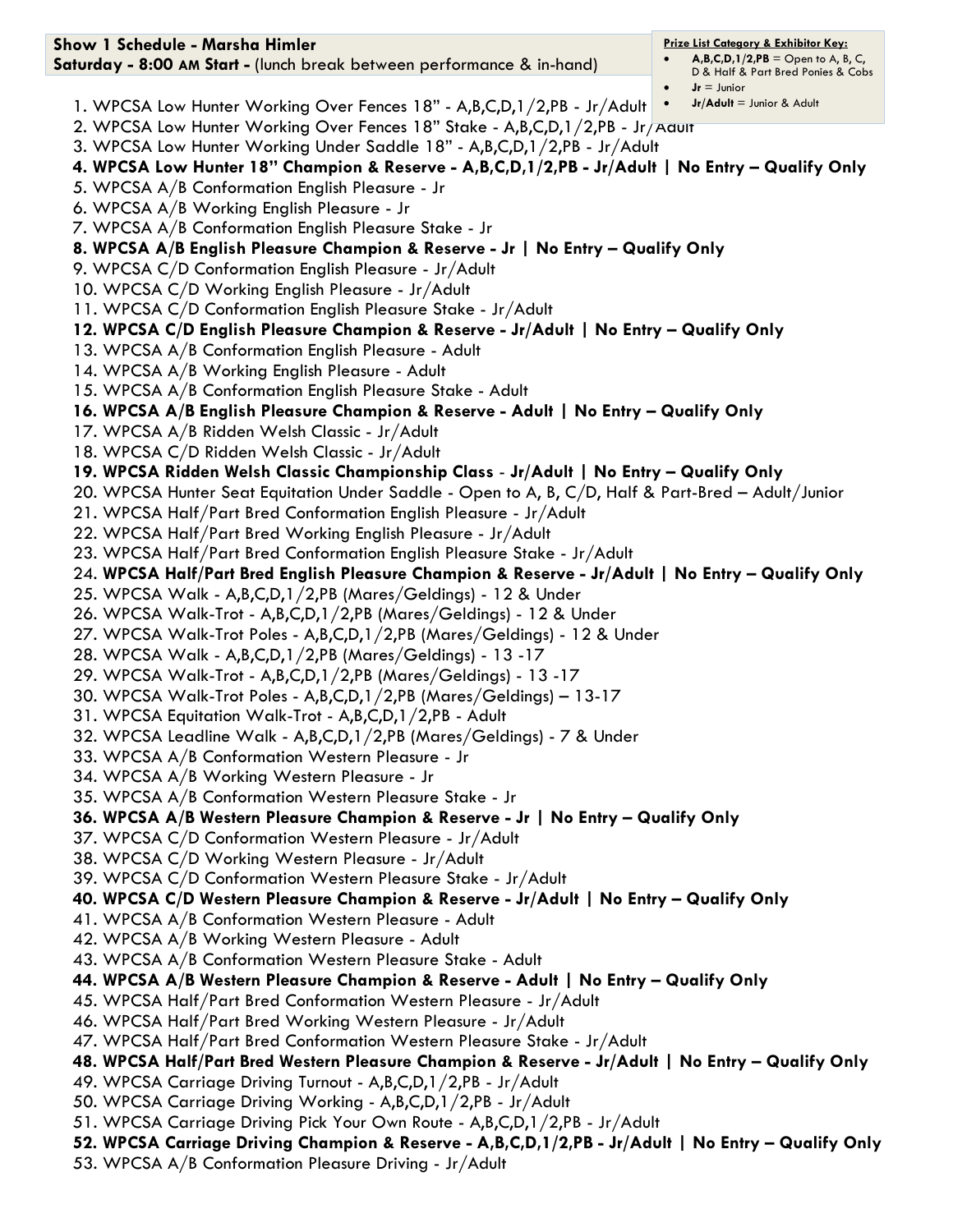**Show 1 Schedule - Marsha Himler**
**Saturday - 8:00 AM Start -** (lunch break between performance & in-hand)

**Prize List Category & Exhibitor Key:**

- **A,B,C,D,1/2,PB** = Open to A, B, C, D & Half & Part Bred Ponies & Cobs
- **Jr** = Junior
- **Jr/Adult** = Junior & Adult

1. WPCSA Low Hunter Working Over Fences 18" - A,B,C,D,1/2,PB - Jr/Adult
2. WPCSA Low Hunter Working Over Fences 18" Stake - A,B,C,D,1/2,PB - Jr/Adult
3. WPCSA Low Hunter Working Under Saddle 18" - A,B,C,D,1/2,PB - Jr/Adult
4. **WPCSA Low Hunter 18" Champion & Reserve - A,B,C,D,1/2,PB - Jr/Adult | No Entry – Qualify Only**
5. WPCSA A/B Conformation English Pleasure - Jr
6. WPCSA A/B Working English Pleasure - Jr
7. WPCSA A/B Conformation English Pleasure Stake - Jr
8. **WPCSA A/B English Pleasure Champion & Reserve - Jr | No Entry – Qualify Only**
9. WPCSA C/D Conformation English Pleasure - Jr/Adult
10. WPCSA C/D Working English Pleasure - Jr/Adult
11. WPCSA C/D Conformation English Pleasure Stake - Jr/Adult
12. **WPCSA C/D English Pleasure Champion & Reserve - Jr/Adult | No Entry – Qualify Only**
13. WPCSA A/B Conformation English Pleasure - Adult
14. WPCSA A/B Working English Pleasure - Adult
15. WPCSA A/B Conformation English Pleasure Stake - Adult
16. **WPCSA A/B English Pleasure Champion & Reserve - Adult | No Entry – Qualify Only**
17. WPCSA A/B Ridden Welsh Classic - Jr/Adult
18. WPCSA C/D Ridden Welsh Classic - Jr/Adult
19. **WPCSA Ridden Welsh Classic Championship Class** - **Jr/Adult | No Entry – Qualify Only**
20. WPCSA Hunter Seat Equitation Under Saddle - Open to A, B, C/D, Half & Part-Bred – Adult/Junior
21. WPCSA Half/Part Bred Conformation English Pleasure - Jr/Adult
22. WPCSA Half/Part Bred Working English Pleasure - Jr/Adult
23. WPCSA Half/Part Bred Conformation English Pleasure Stake - Jr/Adult
24. **WPCSA Half/Part Bred English Pleasure Champion & Reserve - Jr/Adult | No Entry – Qualify Only**
25. WPCSA Walk - A,B,C,D,1/2,PB (Mares/Geldings) - 12 & Under
26. WPCSA Walk-Trot - A,B,C,D,1/2,PB (Mares/Geldings) - 12 & Under
27. WPCSA Walk-Trot Poles - A,B,C,D,1/2,PB (Mares/Geldings) - 12 & Under
28. WPCSA Walk - A,B,C,D,1/2,PB (Mares/Geldings) - 13 -17
29. WPCSA Walk-Trot - A,B,C,D,1/2,PB (Mares/Geldings) - 13 -17
30. WPCSA Walk-Trot Poles - A,B,C,D,1/2,PB (Mares/Geldings) – 13-17
31. WPCSA Equitation Walk-Trot - A,B,C,D,1/2,PB - Adult
32. WPCSA Leadline Walk - A,B,C,D,1/2,PB (Mares/Geldings) - 7 & Under
33. WPCSA A/B Conformation Western Pleasure - Jr
34. WPCSA A/B Working Western Pleasure - Jr
35. WPCSA A/B Conformation Western Pleasure Stake - Jr
36. **WPCSA A/B Western Pleasure Champion & Reserve - Jr | No Entry – Qualify Only**
37. WPCSA C/D Conformation Western Pleasure - Jr/Adult
38. WPCSA C/D Working Western Pleasure - Jr/Adult
39. WPCSA C/D Conformation Western Pleasure Stake - Jr/Adult
40. **WPCSA C/D Western Pleasure Champion & Reserve - Jr/Adult | No Entry – Qualify Only**
41. WPCSA A/B Conformation Western Pleasure - Adult
42. WPCSA A/B Working Western Pleasure - Adult
43. WPCSA A/B Conformation Western Pleasure Stake - Adult
44. **WPCSA A/B Western Pleasure Champion & Reserve - Adult | No Entry – Qualify Only**
45. WPCSA Half/Part Bred Conformation Western Pleasure - Jr/Adult
46. WPCSA Half/Part Bred Working Western Pleasure - Jr/Adult
47. WPCSA Half/Part Bred Conformation Western Pleasure Stake - Jr/Adult
48. **WPCSA Half/Part Bred Western Pleasure Champion & Reserve - Jr/Adult | No Entry – Qualify Only**
49. WPCSA Carriage Driving Turnout - A,B,C,D,1/2,PB - Jr/Adult
50. WPCSA Carriage Driving Working - A,B,C,D,1/2,PB - Jr/Adult
51. WPCSA Carriage Driving Pick Your Own Route - A,B,C,D,1/2,PB - Jr/Adult
52. **WPCSA Carriage Driving Champion & Reserve - A,B,C,D,1/2,PB - Jr/Adult | No Entry – Qualify Only**
53. WPCSA A/B Conformation Pleasure Driving - Jr/Adult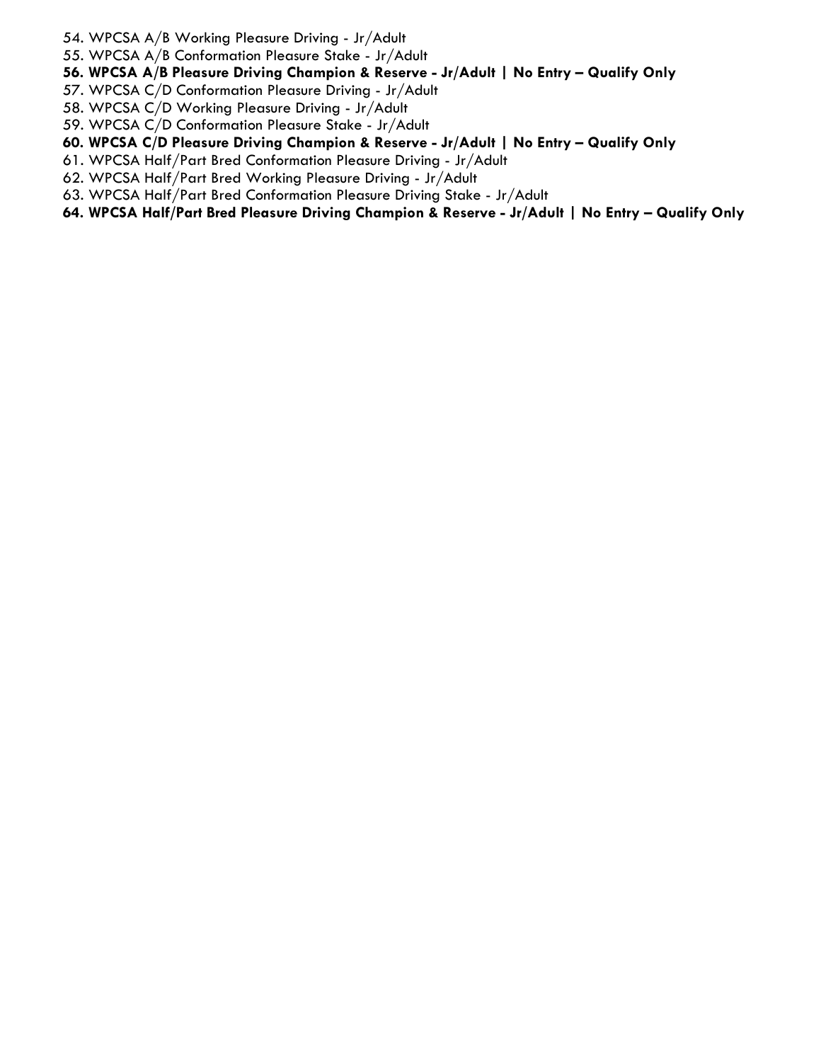54. WPCSA A/B Working Pleasure Driving - Jr/Adult
55. WPCSA A/B Conformation Pleasure Stake - Jr/Adult
56. **WPCSA A/B Pleasure Driving Champion & Reserve - Jr/Adult | No Entry – Qualify Only**
57. WPCSA C/D Conformation Pleasure Driving - Jr/Adult
58. WPCSA C/D Working Pleasure Driving - Jr/Adult
59. WPCSA C/D Conformation Pleasure Stake - Jr/Adult
60. **WPCSA C/D Pleasure Driving Champion & Reserve - Jr/Adult | No Entry – Qualify Only**
61. WPCSA Half/Part Bred Conformation Pleasure Driving - Jr/Adult
62. WPCSA Half/Part Bred Working Pleasure Driving - Jr/Adult
63. WPCSA Half/Part Bred Conformation Pleasure Driving Stake - Jr/Adult
64. **WPCSA Half/Part Bred Pleasure Driving Champion & Reserve - Jr/Adult | No Entry – Qualify Only**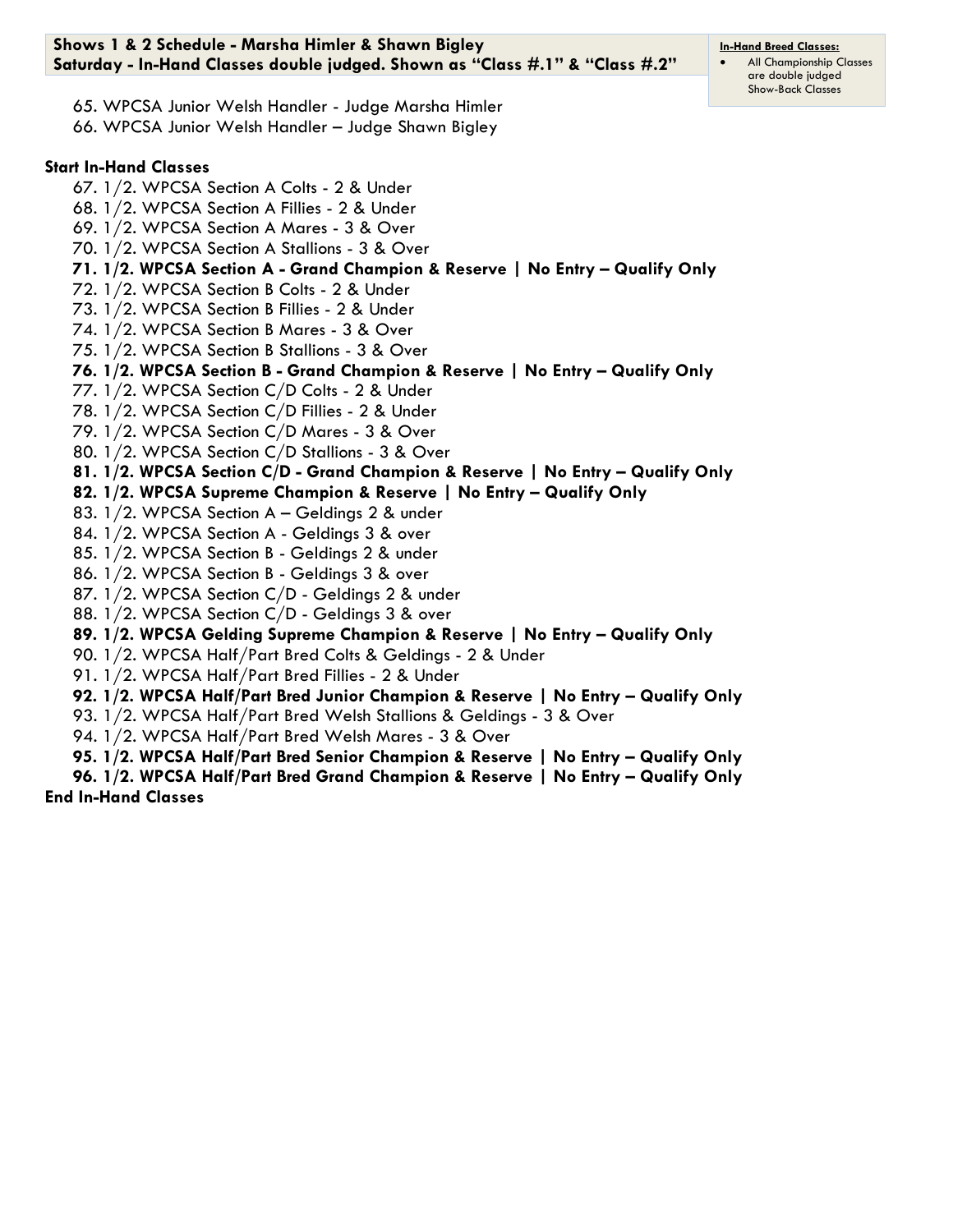**Shows 1 & 2 Schedule - Marsha Himler & Shawn Bigley**
**Saturday - In-Hand Classes double judged. Shown as "Class #.1" & "Class #.2"**

**In-Hand Breed Classes:**

- All Championship Classes are double judged Show-Back Classes

65. WPCSA Junior Welsh Handler - Judge Marsha Himler
66. WPCSA Junior Welsh Handler – Judge Shawn Bigley

**Start In-Hand Classes**

67. 1/2. WPCSA Section A Colts - 2 & Under
68. 1/2. WPCSA Section A Fillies - 2 & Under
69. 1/2. WPCSA Section A Mares - 3 & Over
70. 1/2. WPCSA Section A Stallions - 3 & Over
71. **1/2. WPCSA Section A - Grand Champion & Reserve | No Entry – Qualify Only**
72. 1/2. WPCSA Section B Colts - 2 & Under
73. 1/2. WPCSA Section B Fillies - 2 & Under
74. 1/2. WPCSA Section B Mares - 3 & Over
75. 1/2. WPCSA Section B Stallions - 3 & Over
76. **1/2. WPCSA Section B - Grand Champion & Reserve | No Entry – Qualify Only**
77. 1/2. WPCSA Section C/D Colts - 2 & Under
78. 1/2. WPCSA Section C/D Fillies - 2 & Under
79. 1/2. WPCSA Section C/D Mares - 3 & Over
80. 1/2. WPCSA Section C/D Stallions - 3 & Over
81. **1/2. WPCSA Section C/D - Grand Champion & Reserve | No Entry – Qualify Only**
82. **1/2. WPCSA Supreme Champion & Reserve | No Entry – Qualify Only**
83. 1/2. WPCSA Section A – Geldings 2 & under
84. 1/2. WPCSA Section A - Geldings 3 & over
85. 1/2. WPCSA Section B - Geldings 2 & under
86. 1/2. WPCSA Section B - Geldings 3 & over
87. 1/2. WPCSA Section C/D - Geldings 2 & under
88. 1/2. WPCSA Section C/D - Geldings 3 & over
89. **1/2. WPCSA Gelding Supreme Champion & Reserve | No Entry – Qualify Only**
90. 1/2. WPCSA Half/Part Bred Colts & Geldings - 2 & Under
91. 1/2. WPCSA Half/Part Bred Fillies - 2 & Under
92. **1/2. WPCSA Half/Part Bred Junior Champion & Reserve | No Entry – Qualify Only**
93. 1/2. WPCSA Half/Part Bred Welsh Stallions & Geldings - 3 & Over
94. 1/2. WPCSA Half/Part Bred Welsh Mares - 3 & Over
95. **1/2. WPCSA Half/Part Bred Senior Champion & Reserve | No Entry – Qualify Only**
96. **1/2. WPCSA Half/Part Bred Grand Champion & Reserve | No Entry – Qualify Only**

**End In-Hand Classes**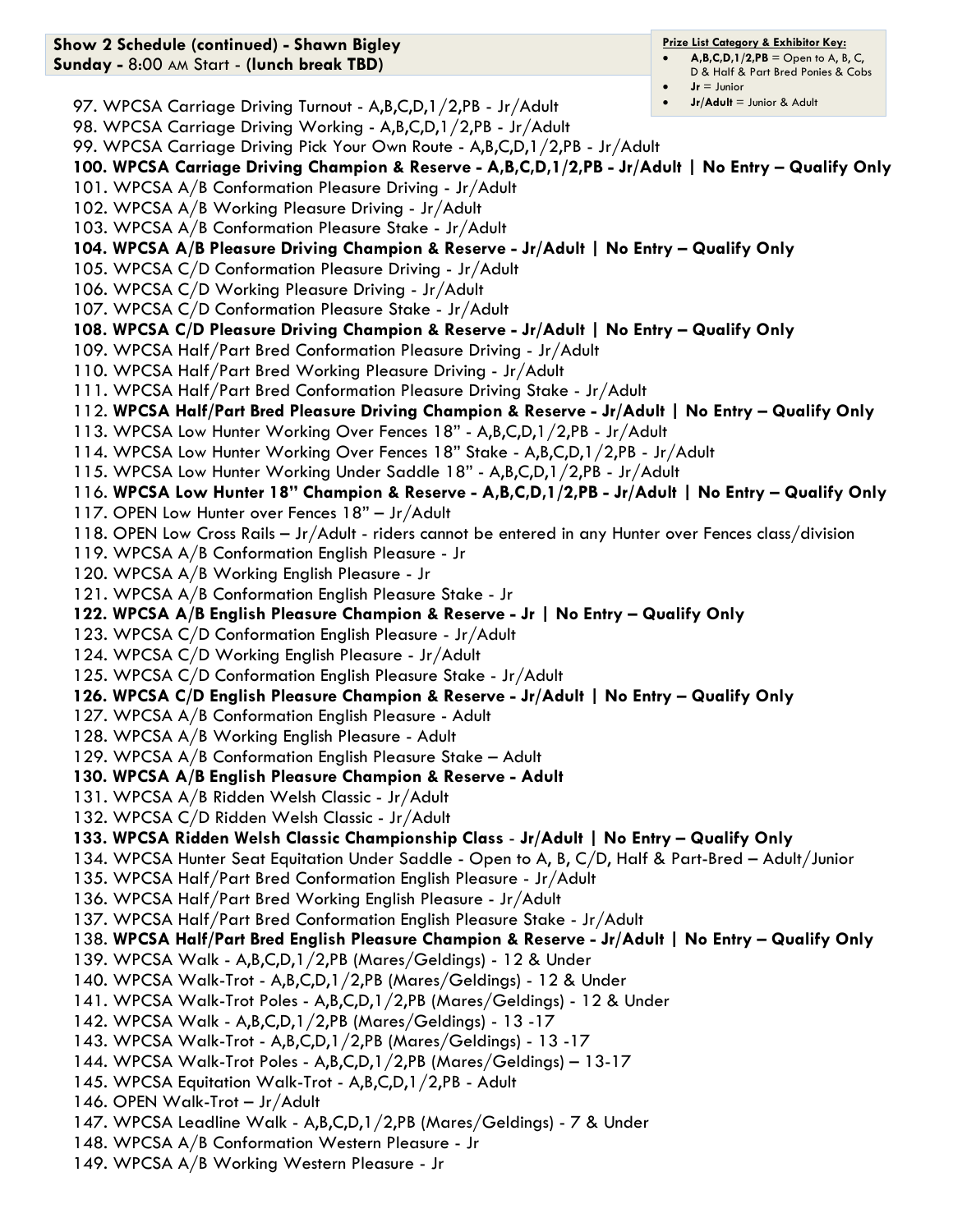**Show 2 Schedule (continued) - Shawn Bigley**
**Sunday -** 8:00 AM Start - **(lunch break TBD)**

**Prize List Category & Exhibitor Key:**
- **A,B,C,D,1/2,PB** = Open to A, B, C, D & Half & Part Bred Ponies & Cobs
- **Jr** = Junior
- **Jr/Adult** = Junior & Adult

97. WPCSA Carriage Driving Turnout - A,B,C,D,1/2,PB - Jr/Adult
98. WPCSA Carriage Driving Working - A,B,C,D,1/2,PB - Jr/Adult
99. WPCSA Carriage Driving Pick Your Own Route - A,B,C,D,1/2,PB - Jr/Adult
**100. WPCSA Carriage Driving Champion & Reserve - A,B,C,D,1/2,PB - Jr/Adult | No Entry – Qualify Only**
101. WPCSA A/B Conformation Pleasure Driving - Jr/Adult
102. WPCSA A/B Working Pleasure Driving - Jr/Adult
103. WPCSA A/B Conformation Pleasure Stake - Jr/Adult
**104. WPCSA A/B Pleasure Driving Champion & Reserve - Jr/Adult | No Entry – Qualify Only**
105. WPCSA C/D Conformation Pleasure Driving - Jr/Adult
106. WPCSA C/D Working Pleasure Driving - Jr/Adult
107. WPCSA C/D Conformation Pleasure Stake - Jr/Adult
**108. WPCSA C/D Pleasure Driving Champion & Reserve - Jr/Adult | No Entry – Qualify Only**
109. WPCSA Half/Part Bred Conformation Pleasure Driving - Jr/Adult
110. WPCSA Half/Part Bred Working Pleasure Driving - Jr/Adult
111. WPCSA Half/Part Bred Conformation Pleasure Driving Stake - Jr/Adult
112. **WPCSA Half/Part Bred Pleasure Driving Champion & Reserve - Jr/Adult | No Entry – Qualify Only**
113. WPCSA Low Hunter Working Over Fences 18" - A,B,C,D,1/2,PB - Jr/Adult
114. WPCSA Low Hunter Working Over Fences 18" Stake - A,B,C,D,1/2,PB - Jr/Adult
115. WPCSA Low Hunter Working Under Saddle 18" - A,B,C,D,1/2,PB - Jr/Adult
116. **WPCSA Low Hunter 18" Champion & Reserve - A,B,C,D,1/2,PB - Jr/Adult | No Entry – Qualify Only**
117. OPEN Low Hunter over Fences 18" – Jr/Adult
118. OPEN Low Cross Rails – Jr/Adult - riders cannot be entered in any Hunter over Fences class/division
119. WPCSA A/B Conformation English Pleasure - Jr
120. WPCSA A/B Working English Pleasure - Jr
121. WPCSA A/B Conformation English Pleasure Stake - Jr
**122. WPCSA A/B English Pleasure Champion & Reserve - Jr | No Entry – Qualify Only**
123. WPCSA C/D Conformation English Pleasure - Jr/Adult
124. WPCSA C/D Working English Pleasure - Jr/Adult
125. WPCSA C/D Conformation English Pleasure Stake - Jr/Adult
**126. WPCSA C/D English Pleasure Champion & Reserve - Jr/Adult | No Entry – Qualify Only**
127. WPCSA A/B Conformation English Pleasure - Adult
128. WPCSA A/B Working English Pleasure - Adult
129. WPCSA A/B Conformation English Pleasure Stake – Adult
**130. WPCSA A/B English Pleasure Champion & Reserve - Adult**
131. WPCSA A/B Ridden Welsh Classic - Jr/Adult
132. WPCSA C/D Ridden Welsh Classic - Jr/Adult
**133. WPCSA Ridden Welsh Classic Championship Class - Jr/Adult | No Entry – Qualify Only**
134. WPCSA Hunter Seat Equitation Under Saddle - Open to A, B, C/D, Half & Part-Bred – Adult/Junior
135. WPCSA Half/Part Bred Conformation English Pleasure - Jr/Adult
136. WPCSA Half/Part Bred Working English Pleasure - Jr/Adult
137. WPCSA Half/Part Bred Conformation English Pleasure Stake - Jr/Adult
138. **WPCSA Half/Part Bred English Pleasure Champion & Reserve - Jr/Adult | No Entry – Qualify Only**
139. WPCSA Walk - A,B,C,D,1/2,PB (Mares/Geldings) - 12 & Under
140. WPCSA Walk-Trot - A,B,C,D,1/2,PB (Mares/Geldings) - 12 & Under
141. WPCSA Walk-Trot Poles - A,B,C,D,1/2,PB (Mares/Geldings) - 12 & Under
142. WPCSA Walk - A,B,C,D,1/2,PB (Mares/Geldings) - 13 -17
143. WPCSA Walk-Trot - A,B,C,D,1/2,PB (Mares/Geldings) - 13 -17
144. WPCSA Walk-Trot Poles - A,B,C,D,1/2,PB (Mares/Geldings) – 13-17
145. WPCSA Equitation Walk-Trot - A,B,C,D,1/2,PB - Adult
146. OPEN Walk-Trot – Jr/Adult
147. WPCSA Leadline Walk - A,B,C,D,1/2,PB (Mares/Geldings) - 7 & Under
148. WPCSA A/B Conformation Western Pleasure - Jr
149. WPCSA A/B Working Western Pleasure - Jr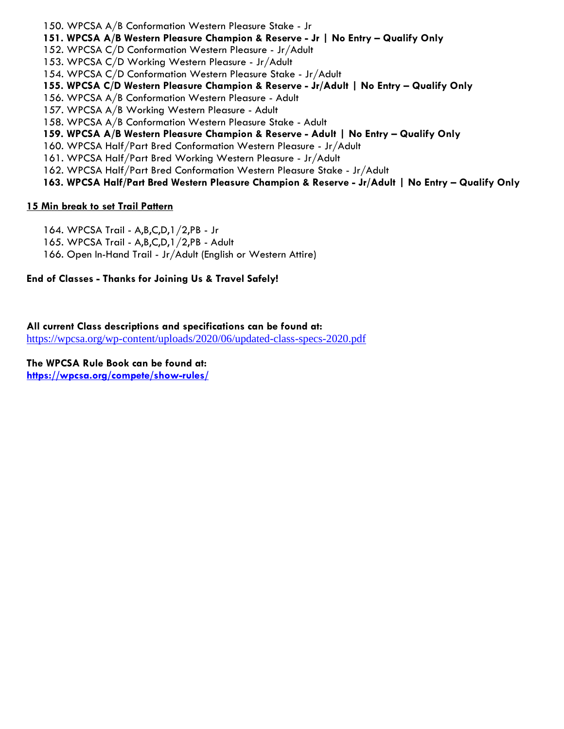150. WPCSA A/B Conformation Western Pleasure Stake - Jr

**151. WPCSA A/B Western Pleasure Champion & Reserve - Jr | No Entry – Qualify Only**

152. WPCSA C/D Conformation Western Pleasure - Jr/Adult

153. WPCSA C/D Working Western Pleasure - Jr/Adult

154. WPCSA C/D Conformation Western Pleasure Stake - Jr/Adult

**155. WPCSA C/D Western Pleasure Champion & Reserve - Jr/Adult | No Entry – Qualify Only**

156. WPCSA A/B Conformation Western Pleasure - Adult

157. WPCSA A/B Working Western Pleasure - Adult

158. WPCSA A/B Conformation Western Pleasure Stake - Adult

**159. WPCSA A/B Western Pleasure Champion & Reserve - Adult | No Entry – Qualify Only**

160. WPCSA Half/Part Bred Conformation Western Pleasure - Jr/Adult

161. WPCSA Half/Part Bred Working Western Pleasure - Jr/Adult

162. WPCSA Half/Part Bred Conformation Western Pleasure Stake - Jr/Adult

**163. WPCSA Half/Part Bred Western Pleasure Champion & Reserve - Jr/Adult | No Entry – Qualify Only**

**15 Min break to set Trail Pattern**

164. WPCSA Trail - A,B,C,D,1/2,PB - Jr

165. WPCSA Trail - A,B,C,D,1/2,PB - Adult

166. Open In-Hand Trail - Jr/Adult (English or Western Attire)

**End of Classes - Thanks for Joining Us & Travel Safely!**

**All current Class descriptions and specifications can be found at:**
https://wpcsa.org/wp-content/uploads/2020/06/updated-class-specs-2020.pdf

**The WPCSA Rule Book can be found at:**
**https://wpcsa.org/compete/show-rules/**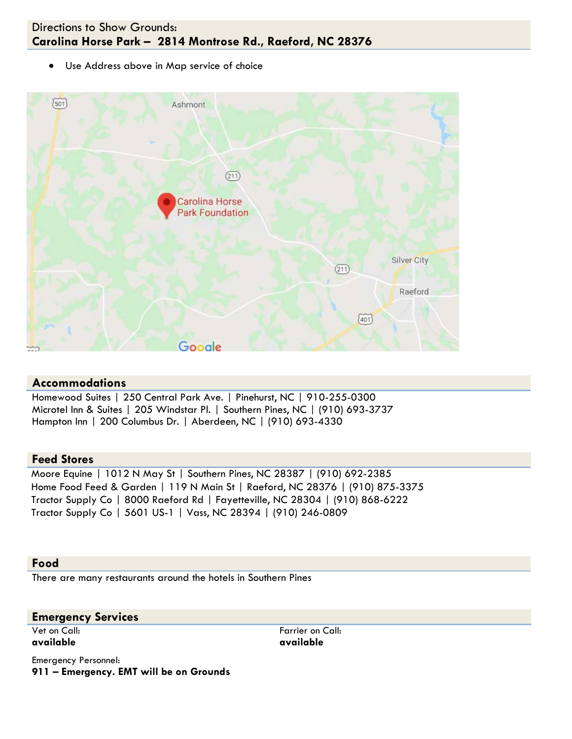Directions to Show Grounds:
**Carolina Horse Park – 2814 Montrose Rd., Raeford, NC 28376**

- Use Address above in Map service of choice

## Accommodations

Homewood Suites | 250 Central Park Ave. | Pinehurst, NC | 910-255-0300
Microtel Inn & Suites | 205 Windstar Pl. | Southern Pines, NC | (910) 693-3737
Hampton Inn | 200 Columbus Dr. | Aberdeen, NC | (910) 693-4330

## Feed Stores

Moore Equine | 1012 N May St | Southern Pines, NC 28387 | (910) 692-2385
Home Food Feed & Garden | 119 N Main St | Raeford, NC 28376 | (910) 875-3375
Tractor Supply Co | 8000 Raeford Rd | Fayetteville, NC 28304 | (910) 868-6222
Tractor Supply Co | 5601 US-1 | Vass, NC 28394 | (910) 246-0809

## Food

There are many restaurants around the hotels in Southern Pines

## Emergency Services

Vet on Call:
**available**

Farrier on Call:
**available**

Emergency Personnel:
**911 – Emergency. EMT will be on Grounds**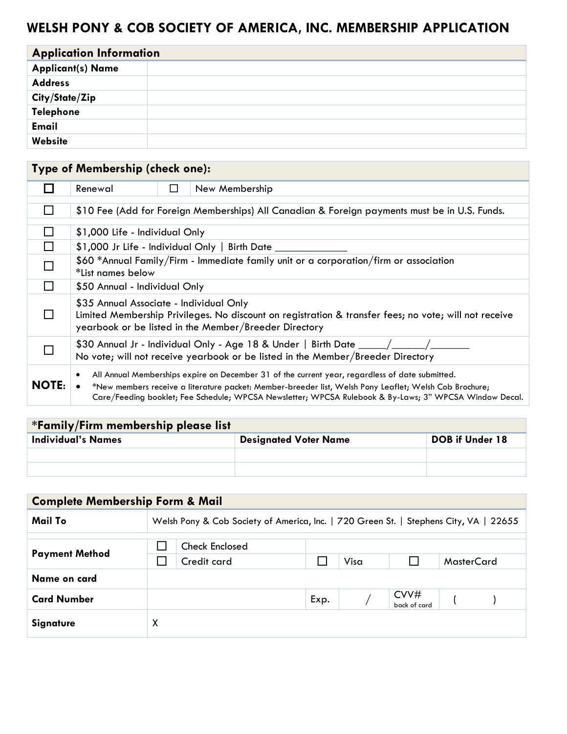# WELSH PONY & COB SOCIETY OF AMERICA, INC. MEMBERSHIP APPLICATION

| Application Information | |
|---|---|
| **Applicant(s) Name** | |
| **Address** | |
| **City/State/Zip** | |
| **Telephone** | |
| **Email** | |
| **Website** | |

| Type of Membership (check one): | |
|---|---|
| ☐ | Renewal ☐ New Membership |
| ☐ | $10 Fee (Add for Foreign Memberships) All Canadian & Foreign payments must be in U.S. Funds. |
| ☐ | $1,000 Life - Individual Only |
| ☐ | $1,000 Jr Life - Individual Only \| Birth Date _____________ |
| ☐ | $60 *Annual Family/Firm - Immediate family unit or a corporation/firm or association *List names below |
| ☐ | $50 Annual - Individual Only |
| ☐ | $35 Annual Associate - Individual Only Limited Membership Privileges. No discount on registration & transfer fees; no vote; will not receive yearbook or be listed in the Member/Breeder Directory |
| ☐ | $30 Annual Jr - Individual Only - Age 18 & Under \| Birth Date _____/______/_______ No vote; will not receive yearbook or be listed in the Member/Breeder Directory |
| **NOTE:** | • All Annual Memberships expire on December 31 of the current year, regardless of date submitted. • *New members receive a literature packet: Member-breeder list, Welsh Pony Leaflet; Welsh Cob Brochure; Care/Feeding booklet; Fee Schedule; WPCSA Newsletter; WPCSA Rulebook & By-Laws; 3" WPCSA Window Decal. |

**\*Family/Firm membership please list**

| Individual's Names | Designated Voter Name | DOB if Under 18 |
|---|---|---|
| | | |
| | | |

| Complete Membership Form & Mail | | | | | |
|---|---|---|---|---|---|
| **Mail To** | Welsh Pony & Cob Society of America, Inc. \| 720 Green St. \| Stephens City, VA \| 22655 | | | | |
| **Payment Method** | ☐ Check Enclosed | | | | |
| | ☐ Credit card | ☐ Visa | | ☐ MasterCard | |
| **Name on card** | | | | | |
| **Card Number** | | Exp. | / | CVV# back of card | ( ) |
| **Signature** | X | | | | |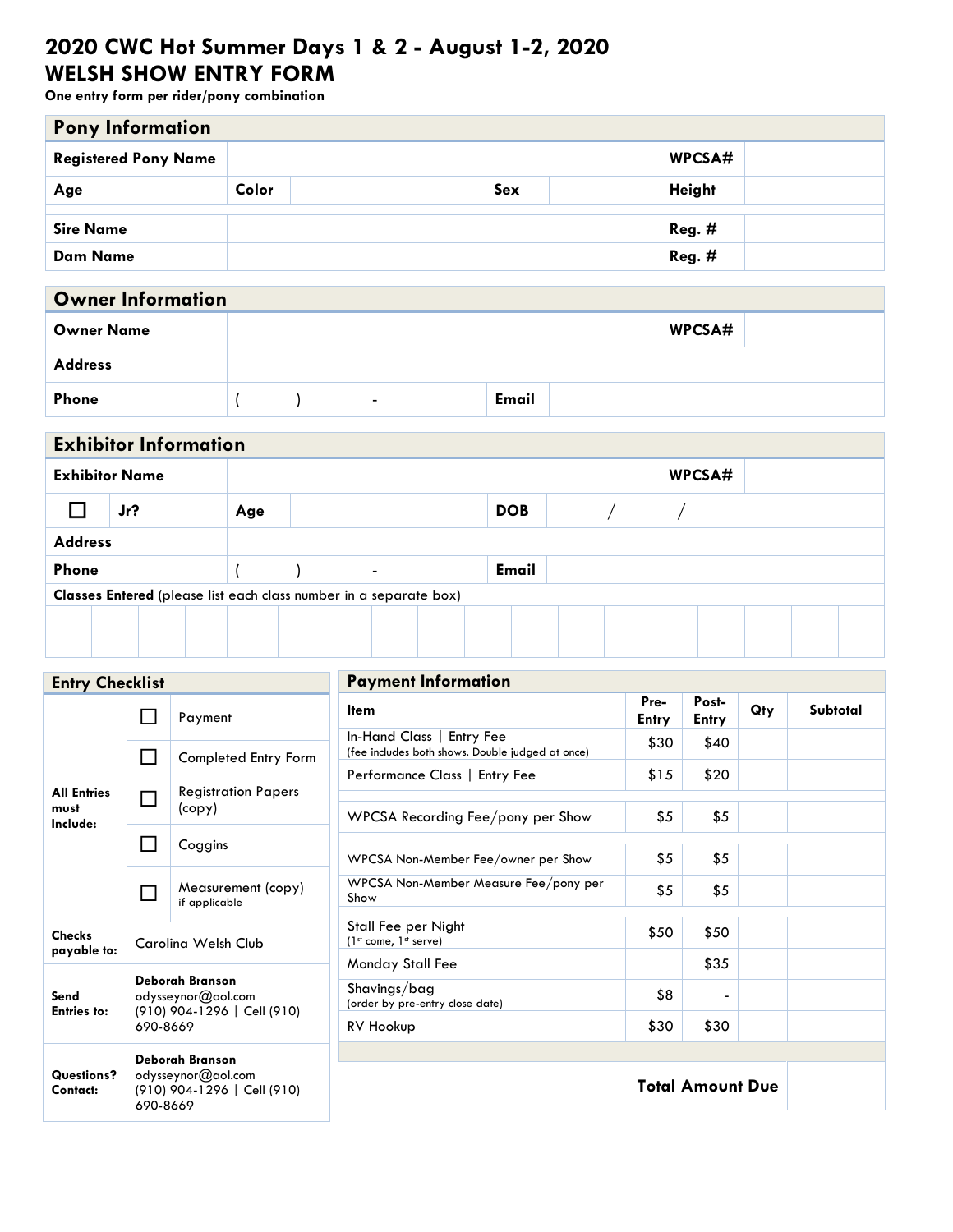# 2020 CWC Hot Summer Days 1 & 2 - August 1-2, 2020
# WELSH SHOW ENTRY FORM

**One entry form per rider/pony combination**

## Pony Information

| | | | | | | | |
|---|---|---|---|---|---|---|---|
| **Registered Pony Name** | | | | | | **WPCSA#** | |
| **Age** | | **Color** | | **Sex** | | **Height** | |
| **Sire Name** | | | | | | **Reg. #** | |
| **Dam Name** | | | | | | **Reg. #** | |

## Owner Information

| | | | |
|---|---|---|---|
| **Owner Name** | | **WPCSA#** | |
| **Address** | | | |
| **Phone** | ( ) - | **Email** | |

## Exhibitor Information

| | | | | | |
|---|---|---|---|---|---|
| **Exhibitor Name** | | | | **WPCSA#** | |
| ☐ **Jr?** | **Age** | | **DOB** | / / | |
| **Address** | | | | | |
| **Phone** | ( ) - | | **Email** | | |

**Classes Entered** (please list each class number in a separate box)

| | | | | | | | | | | | | | | | | |
|---|---|---|---|---|---|---|---|---|---|---|---|---|---|---|---|---|
| | | | | | | | | | | | | | | | | |

## Entry Checklist

| | | |
|---|---|---|
| **All Entries must Include:** | ☐ | Payment |
| | ☐ | Completed Entry Form |
| | ☐ | Registration Papers (copy) |
| | ☐ | Coggins |
| | ☐ | Measurement (copy) if applicable |
| **Checks payable to:** | Carolina Welsh Club | |
| **Send Entries to:** | **Deborah Branson** odysseynor@aol.com (910) 904-1296 \| Cell (910) 690-8669 | |
| **Questions? Contact:** | **Deborah Branson** odysseynor@aol.com (910) 904-1296 \| Cell (910) 690-8669 | |

## Payment Information

| Item | Pre-Entry | Post-Entry | Qty | Subtotal |
|---|---|---|---|---|
| In-Hand Class \| Entry Fee (fee includes both shows. Double judged at once) | $30 | $40 | | |
| Performance Class \| Entry Fee | $15 | $20 | | |
| WPCSA Recording Fee/pony per Show | $5 | $5 | | |
| WPCSA Non-Member Fee/owner per Show | $5 | $5 | | |
| WPCSA Non-Member Measure Fee/pony per Show | $5 | $5 | | |
| Stall Fee per Night (1st come, 1st serve) | $50 | $50 | | |
| Monday Stall Fee | | $35 | | |
| Shavings/bag (order by pre-entry close date) | $8 | - | | |
| RV Hookup | $30 | $30 | | |
| | | | **Total Amount Due** | |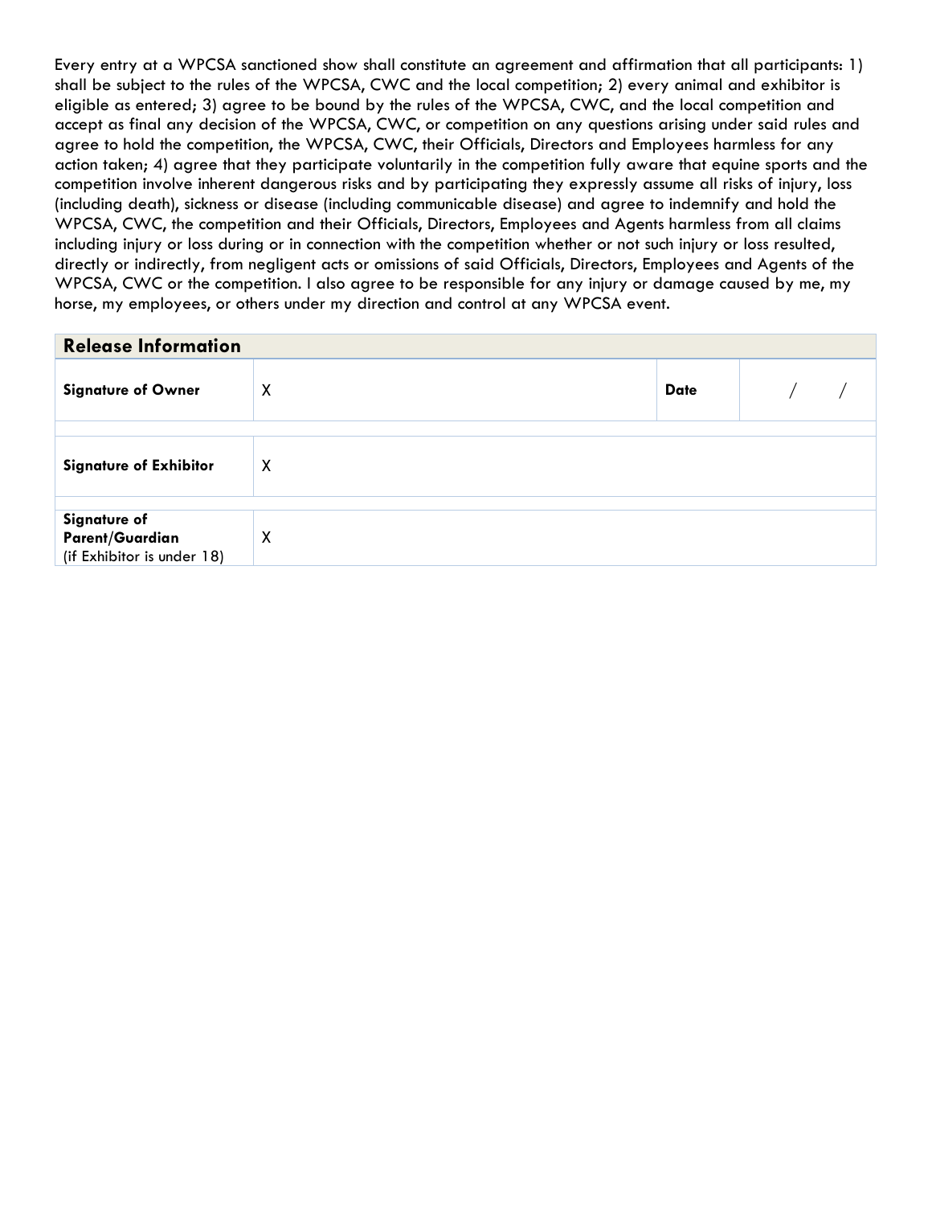Every entry at a WPCSA sanctioned show shall constitute an agreement and affirmation that all participants: 1) shall be subject to the rules of the WPCSA, CWC and the local competition; 2) every animal and exhibitor is eligible as entered; 3) agree to be bound by the rules of the WPCSA, CWC, and the local competition and accept as final any decision of the WPCSA, CWC, or competition on any questions arising under said rules and agree to hold the competition, the WPCSA, CWC, their Officials, Directors and Employees harmless for any action taken; 4) agree that they participate voluntarily in the competition fully aware that equine sports and the competition involve inherent dangerous risks and by participating they expressly assume all risks of injury, loss (including death), sickness or disease (including communicable disease) and agree to indemnify and hold the WPCSA, CWC, the competition and their Officials, Directors, Employees and Agents harmless from all claims including injury or loss during or in connection with the competition whether or not such injury or loss resulted, directly or indirectly, from negligent acts or omissions of said Officials, Directors, Employees and Agents of the WPCSA, CWC or the competition. I also agree to be responsible for any injury or damage caused by me, my horse, my employees, or others under my direction and control at any WPCSA event.

| **Release Information** | | | |
|---|---|---|---|
| **Signature of Owner** | X | **Date** | / / |
| | | | |
| **Signature of Exhibitor** | X | | |
| | | | |
| **Signature of Parent/Guardian** (if Exhibitor is under 18) | X | | |